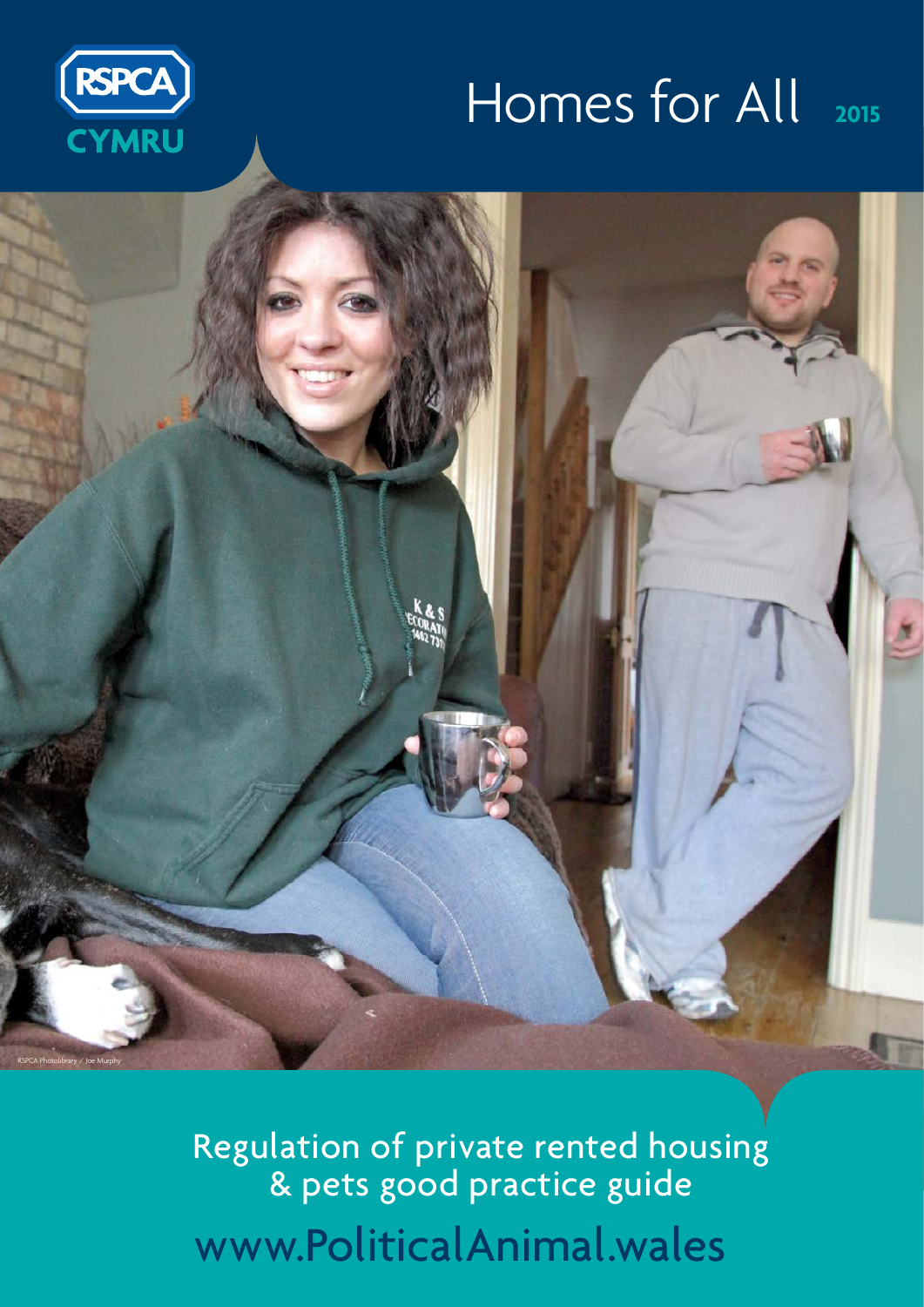RSPCA CYMRU

# Homes for All 2015

RSPCA Photolibrary / Joe Murphy

## Regulation of private rented housing & pets good practice guide

www.PoliticalAnimal.wales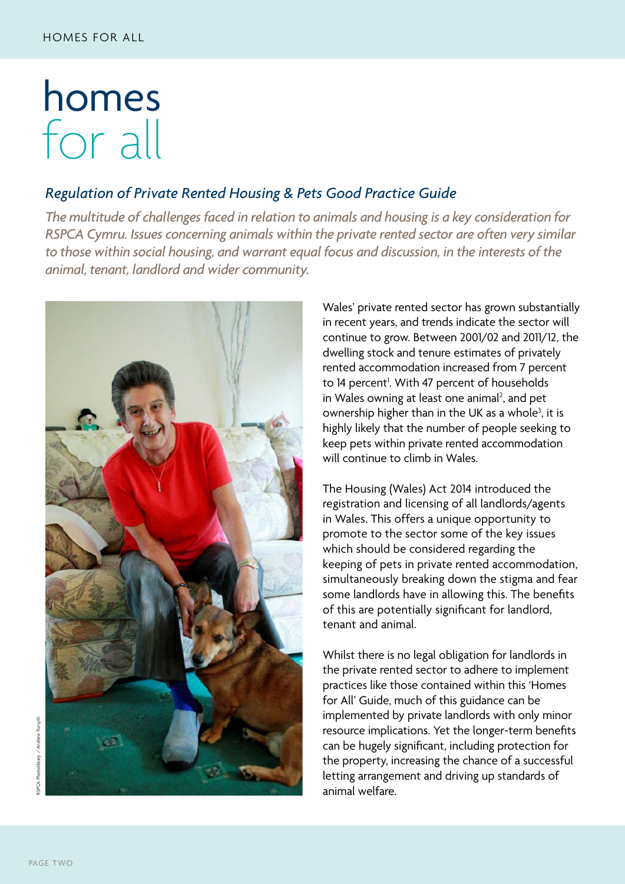# homes for all

## *Regulation of Private Rented Housing & Pets Good Practice Guide*

*The multitude of challenges faced in relation to animals and housing is a key consideration for RSPCA Cymru. Issues concerning animals within the private rented sector are often very similar to those within social housing, and warrant equal focus and discussion, in the interests of the animal, tenant, landlord and wider community.*

RSPCA Photolibrary / Andrew Forsyth

Wales' private rented sector has grown substantially in recent years, and trends indicate the sector will continue to grow. Between 2001/02 and 2011/12, the dwelling stock and tenure estimates of privately rented accommodation increased from 7 percent to 14 percent[1]. With 47 percent of households in Wales owning at least one animal[2], and pet ownership higher than in the UK as a whole[3], it is highly likely that the number of people seeking to keep pets within private rented accommodation will continue to climb in Wales.

The Housing (Wales) Act 2014 introduced the registration and licensing of all landlords/agents in Wales. This offers a unique opportunity to promote to the sector some of the key issues which should be considered regarding the keeping of pets in private rented accommodation, simultaneously breaking down the stigma and fear some landlords have in allowing this. The benefits of this are potentially significant for landlord, tenant and animal.

Whilst there is no legal obligation for landlords in the private rented sector to adhere to implement practices like those contained within this 'Homes for All' Guide, much of this guidance can be implemented by private landlords with only minor resource implications. Yet the longer-term benefits can be hugely significant, including protection for the property, increasing the chance of a successful letting arrangement and driving up standards of animal welfare.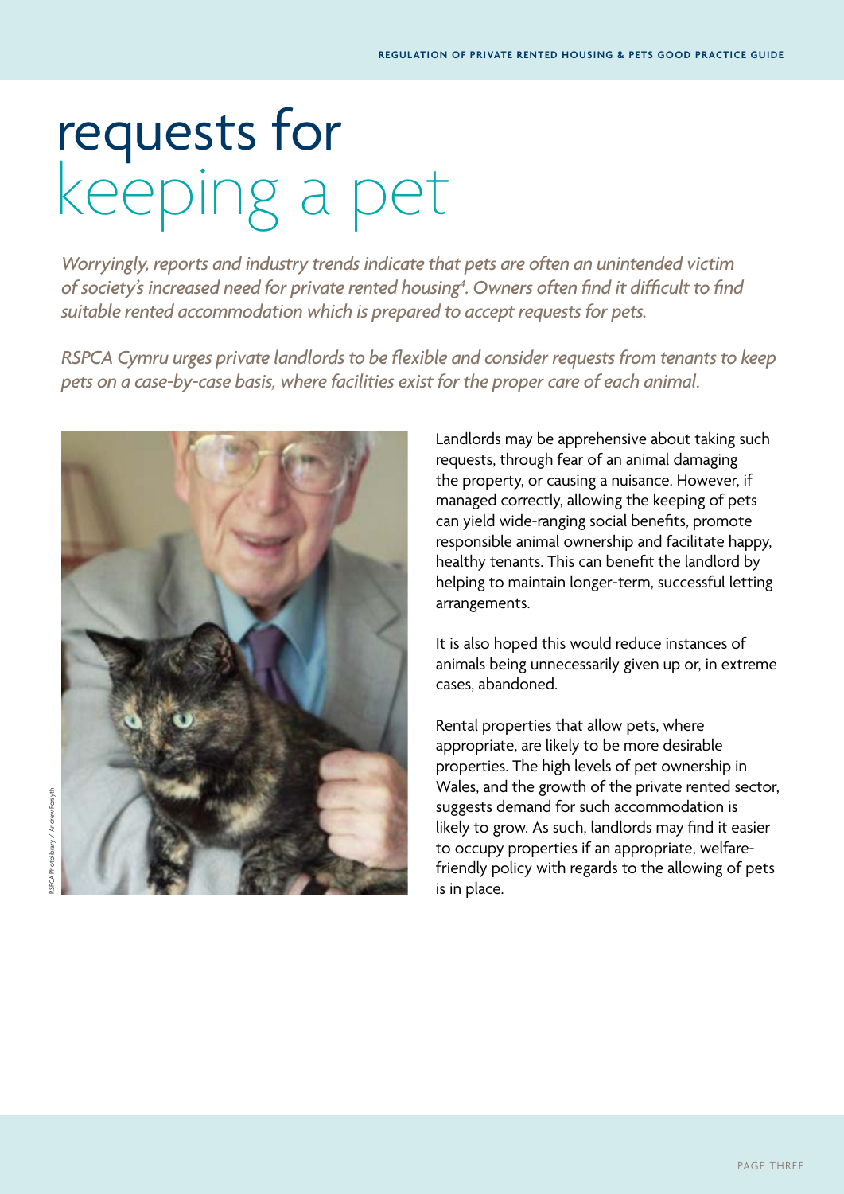# requests for keeping a pet

*Worryingly, reports and industry trends indicate that pets are often an unintended victim of society's increased need for private rented housing[4]. Owners often find it difficult to find suitable rented accommodation which is prepared to accept requests for pets.*

*RSPCA Cymru urges private landlords to be flexible and consider requests from tenants to keep pets on a case-by-case basis, where facilities exist for the proper care of each animal.*

RSPCA Photolibrary / Andrew Forsyth

Landlords may be apprehensive about taking such requests, through fear of an animal damaging the property, or causing a nuisance. However, if managed correctly, allowing the keeping of pets can yield wide-ranging social benefits, promote responsible animal ownership and facilitate happy, healthy tenants. This can benefit the landlord by helping to maintain longer-term, successful letting arrangements.

It is also hoped this would reduce instances of animals being unnecessarily given up or, in extreme cases, abandoned.

Rental properties that allow pets, where appropriate, are likely to be more desirable properties. The high levels of pet ownership in Wales, and the growth of the private rented sector, suggests demand for such accommodation is likely to grow. As such, landlords may find it easier to occupy properties if an appropriate, welfare-friendly policy with regards to the allowing of pets is in place.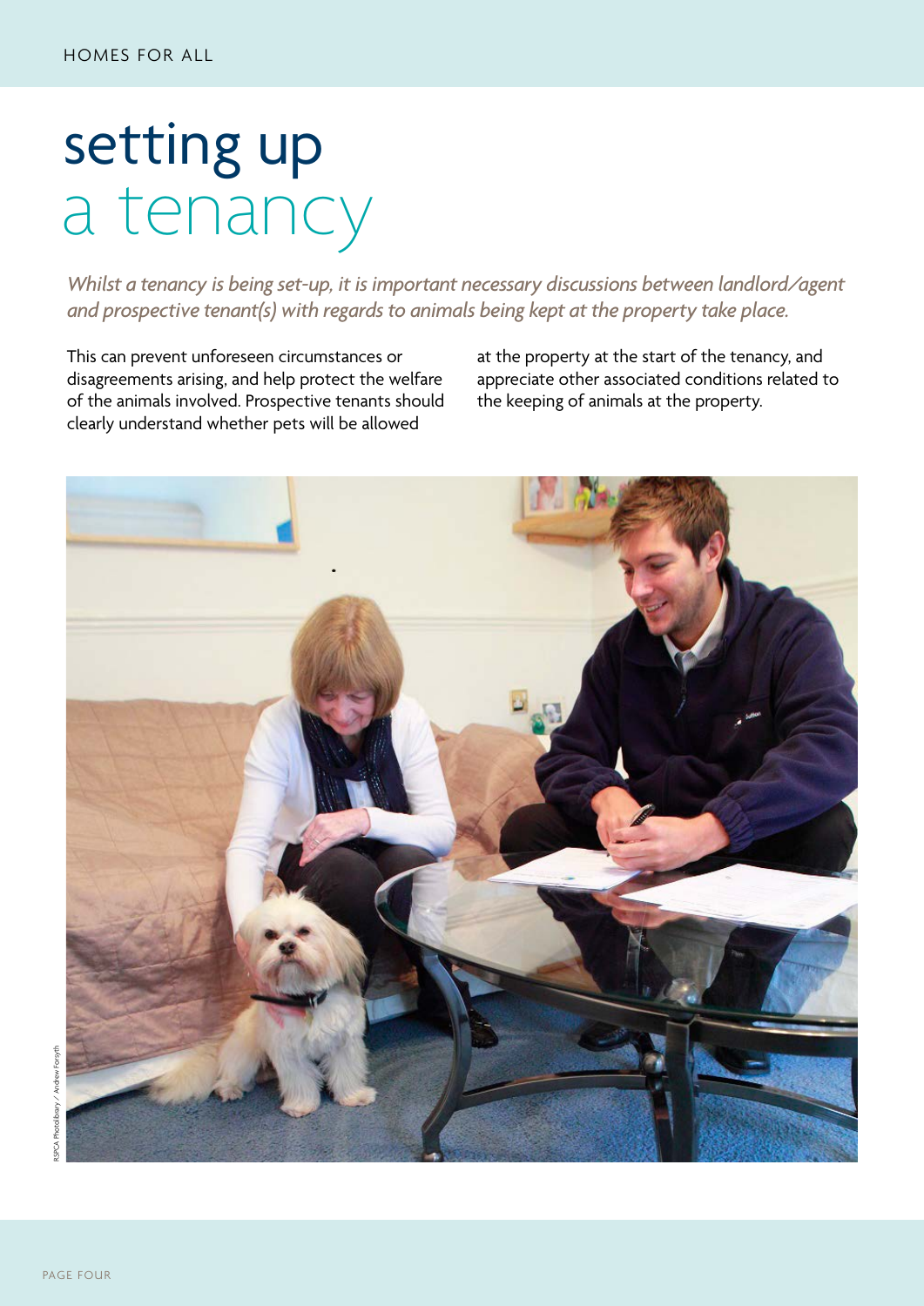# setting up a tenancy

*Whilst a tenancy is being set-up, it is important necessary discussions between landlord/agent and prospective tenant(s) with regards to animals being kept at the property take place.*

This can prevent unforeseen circumstances or disagreements arising, and help protect the welfare of the animals involved. Prospective tenants should clearly understand whether pets will be allowed at the property at the start of the tenancy, and appreciate other associated conditions related to the keeping of animals at the property.

RSPCA Photolibrary / Andrew Forsyth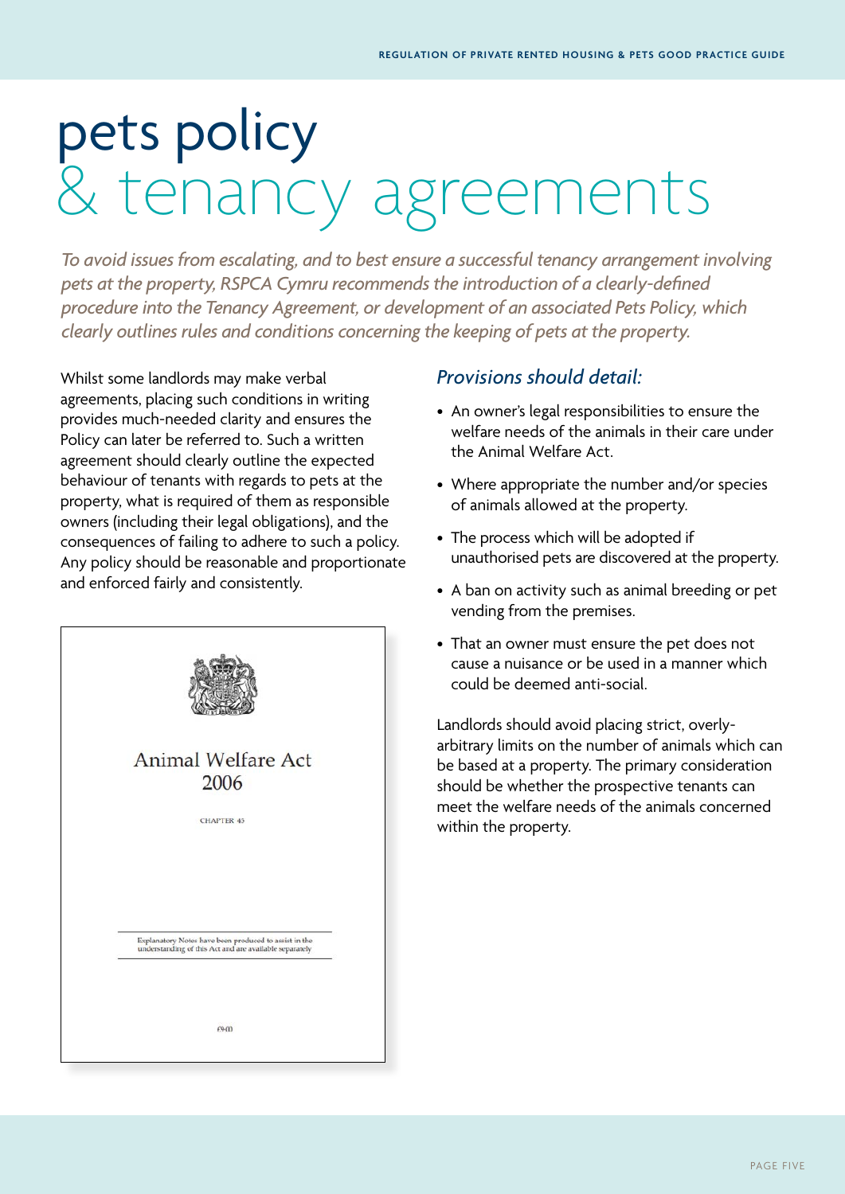# pets policy & tenancy agreements

*To avoid issues from escalating, and to best ensure a successful tenancy arrangement involving pets at the property, RSPCA Cymru recommends the introduction of a clearly-defined procedure into the Tenancy Agreement, or development of an associated Pets Policy, which clearly outlines rules and conditions concerning the keeping of pets at the property.*

Whilst some landlords may make verbal agreements, placing such conditions in writing provides much-needed clarity and ensures the Policy can later be referred to. Such a written agreement should clearly outline the expected behaviour of tenants with regards to pets at the property, what is required of them as responsible owners (including their legal obligations), and the consequences of failing to adhere to such a policy. Any policy should be reasonable and proportionate and enforced fairly and consistently.

## *Provisions should detail:*

- An owner's legal responsibilities to ensure the welfare needs of the animals in their care under the Animal Welfare Act.
- Where appropriate the number and/or species of animals allowed at the property.
- The process which will be adopted if unauthorised pets are discovered at the property.
- A ban on activity such as animal breeding or pet vending from the premises.
- That an owner must ensure the pet does not cause a nuisance or be used in a manner which could be deemed anti-social.

Landlords should avoid placing strict, overly-arbitrary limits on the number of animals which can be based at a property. The primary consideration should be whether the prospective tenants can meet the welfare needs of the animals concerned within the property.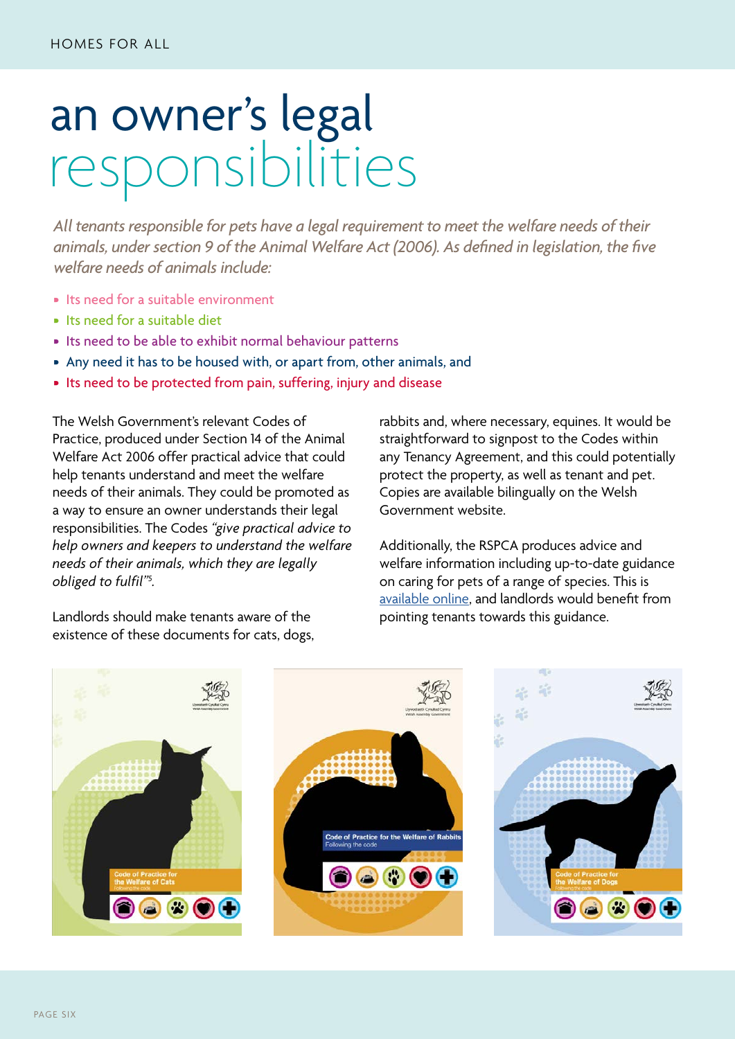# an owner's legal responsibilities

*All tenants responsible for pets have a legal requirement to meet the welfare needs of their animals, under section 9 of the Animal Welfare Act (2006). As defined in legislation, the five welfare needs of animals include:*

- Its need for a suitable environment
- Its need for a suitable diet
- Its need to be able to exhibit normal behaviour patterns
- Any need it has to be housed with, or apart from, other animals, and
- Its need to be protected from pain, suffering, injury and disease

The Welsh Government's relevant Codes of Practice, produced under Section 14 of the Animal Welfare Act 2006 offer practical advice that could help tenants understand and meet the welfare needs of their animals. They could be promoted as a way to ensure an owner understands their legal responsibilities. The Codes *"give practical advice to help owners and keepers to understand the welfare needs of their animals, which they are legally obliged to fulfil"*[5].

Landlords should make tenants aware of the existence of these documents for cats, dogs, rabbits and, where necessary, equines. It would be straightforward to signpost to the Codes within any Tenancy Agreement, and this could potentially protect the property, as well as tenant and pet. Copies are available bilingually on the Welsh Government website.

Additionally, the RSPCA produces advice and welfare information including up-to-date guidance on caring for pets of a range of species. This is available online, and landlords would benefit from pointing tenants towards this guidance.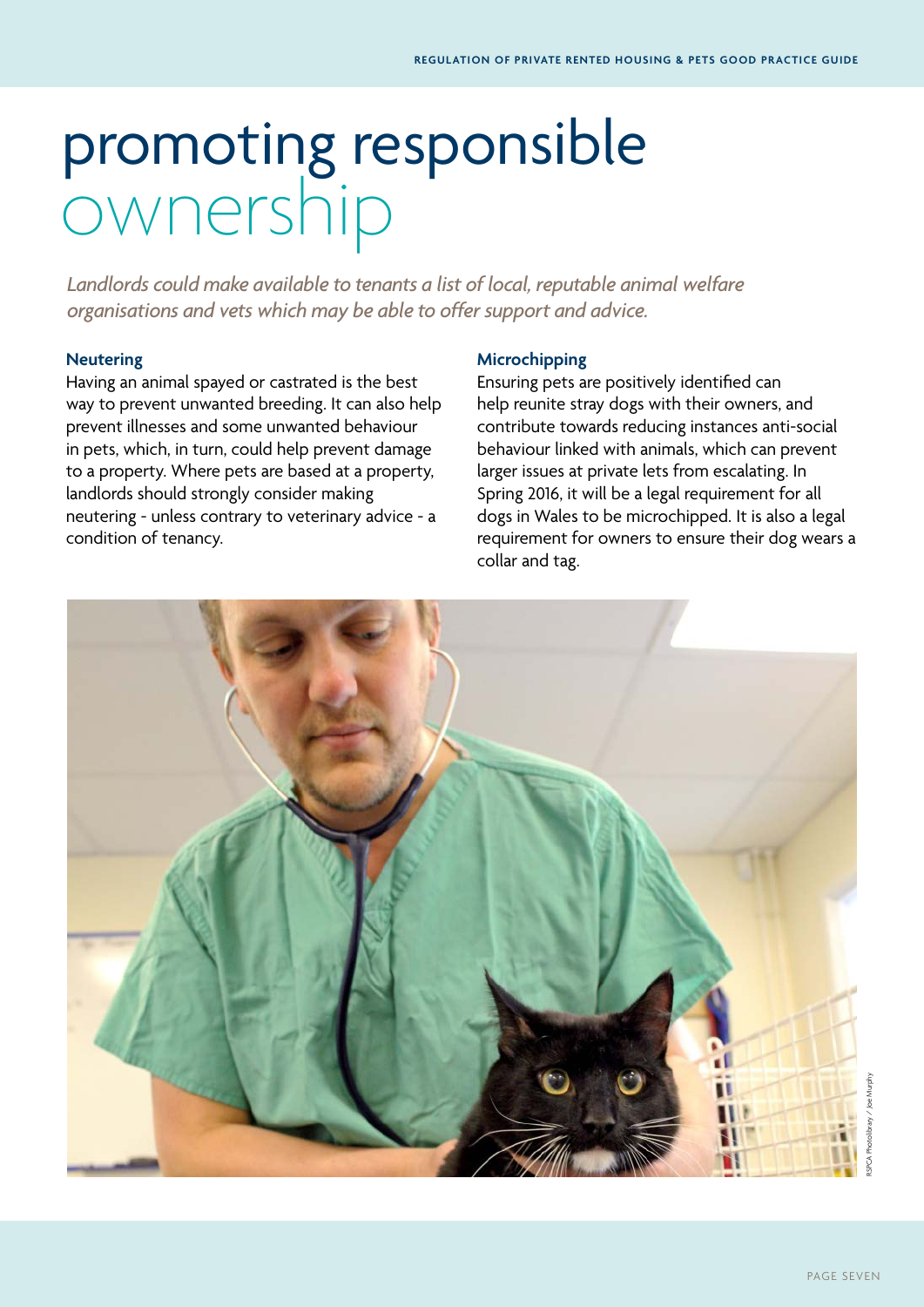# promoting responsible ownership

*Landlords could make available to tenants a list of local, reputable animal welfare organisations and vets which may be able to offer support and advice.*

### Neutering

Having an animal spayed or castrated is the best way to prevent unwanted breeding. It can also help prevent illnesses and some unwanted behaviour in pets, which, in turn, could help prevent damage to a property. Where pets are based at a property, landlords should strongly consider making neutering - unless contrary to veterinary advice - a condition of tenancy.

### Microchipping

Ensuring pets are positively identified can help reunite stray dogs with their owners, and contribute towards reducing instances anti-social behaviour linked with animals, which can prevent larger issues at private lets from escalating. In Spring 2016, it will be a legal requirement for all dogs in Wales to be microchipped. It is also a legal requirement for owners to ensure their dog wears a collar and tag.

RSPCA Photolibrary / Joe Murphy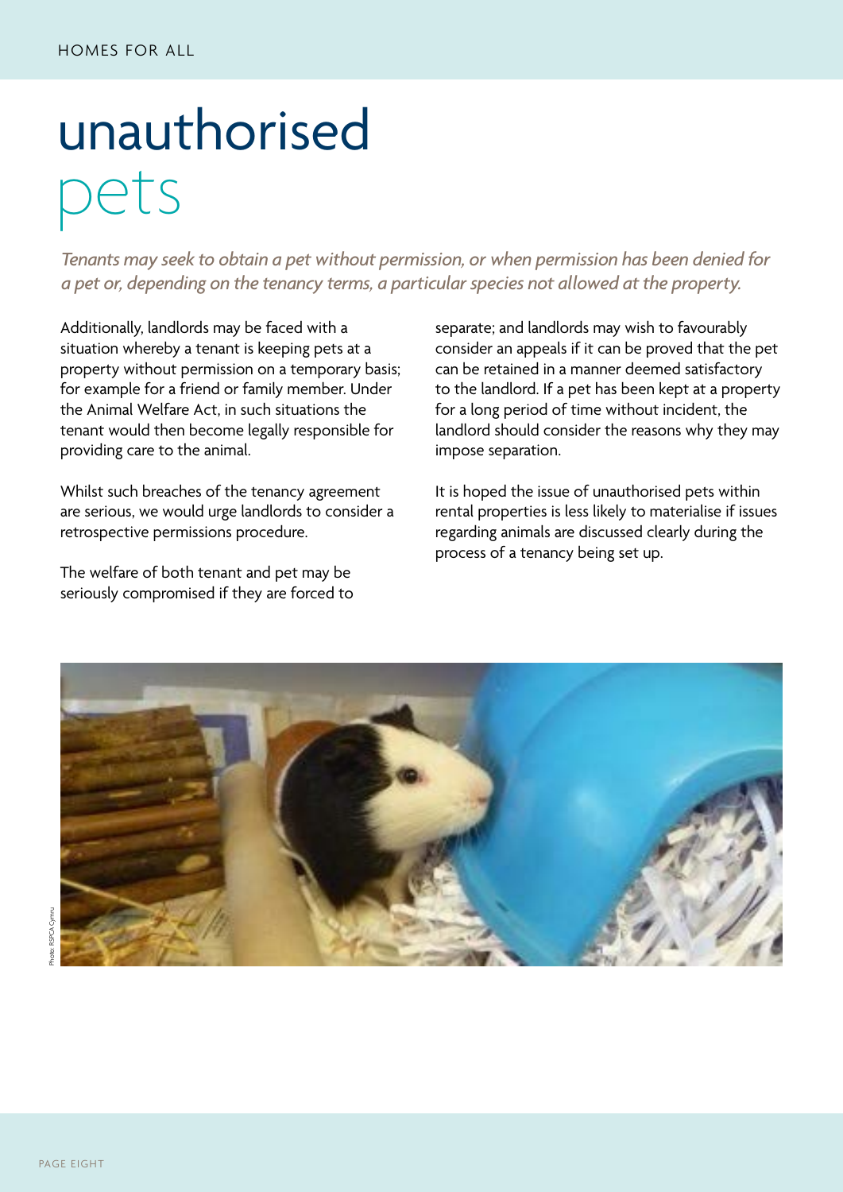# unauthorised pets

*Tenants may seek to obtain a pet without permission, or when permission has been denied for a pet or, depending on the tenancy terms, a particular species not allowed at the property.*

Additionally, landlords may be faced with a situation whereby a tenant is keeping pets at a property without permission on a temporary basis; for example for a friend or family member. Under the Animal Welfare Act, in such situations the tenant would then become legally responsible for providing care to the animal.

Whilst such breaches of the tenancy agreement are serious, we would urge landlords to consider a retrospective permissions procedure.

The welfare of both tenant and pet may be seriously compromised if they are forced to separate; and landlords may wish to favourably consider an appeals if it can be proved that the pet can be retained in a manner deemed satisfactory to the landlord. If a pet has been kept at a property for a long period of time without incident, the landlord should consider the reasons why they may impose separation.

It is hoped the issue of unauthorised pets within rental properties is less likely to materialise if issues regarding animals are discussed clearly during the process of a tenancy being set up.

Photo: RSPCA Cymru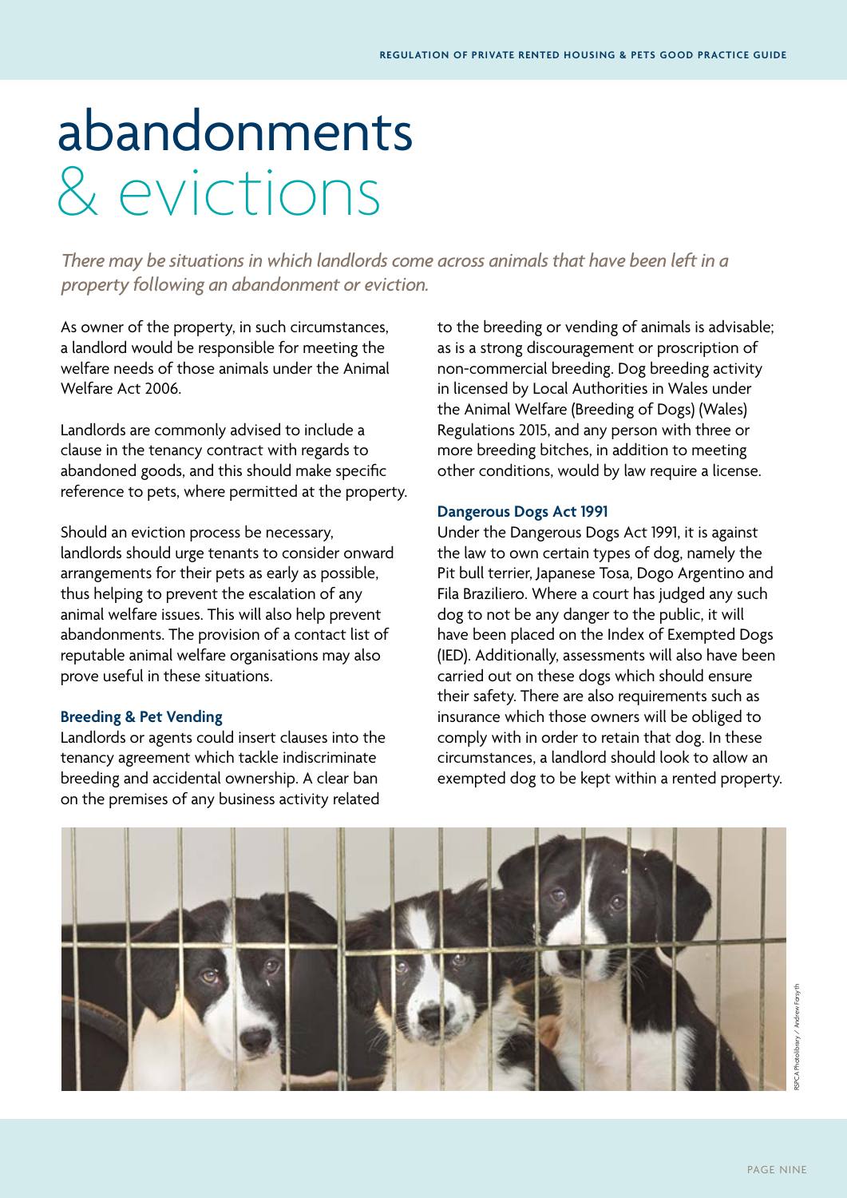# abandonments & evictions

*There may be situations in which landlords come across animals that have been left in a property following an abandonment or eviction.*

As owner of the property, in such circumstances, a landlord would be responsible for meeting the welfare needs of those animals under the Animal Welfare Act 2006.

Landlords are commonly advised to include a clause in the tenancy contract with regards to abandoned goods, and this should make specific reference to pets, where permitted at the property.

Should an eviction process be necessary, landlords should urge tenants to consider onward arrangements for their pets as early as possible, thus helping to prevent the escalation of any animal welfare issues. This will also help prevent abandonments. The provision of a contact list of reputable animal welfare organisations may also prove useful in these situations.

### Breeding & Pet Vending

Landlords or agents could insert clauses into the tenancy agreement which tackle indiscriminate breeding and accidental ownership. A clear ban on the premises of any business activity related to the breeding or vending of animals is advisable; as is a strong discouragement or proscription of non-commercial breeding. Dog breeding activity in licensed by Local Authorities in Wales under the Animal Welfare (Breeding of Dogs) (Wales) Regulations 2015, and any person with three or more breeding bitches, in addition to meeting other conditions, would by law require a license.

### Dangerous Dogs Act 1991

Under the Dangerous Dogs Act 1991, it is against the law to own certain types of dog, namely the Pit bull terrier, Japanese Tosa, Dogo Argentino and Fila Braziliero. Where a court has judged any such dog to not be any danger to the public, it will have been placed on the Index of Exempted Dogs (IED). Additionally, assessments will also have been carried out on these dogs which should ensure their safety. There are also requirements such as insurance which those owners will be obliged to comply with in order to retain that dog. In these circumstances, a landlord should look to allow an exempted dog to be kept within a rented property.

RSPCA Photolibrary / Andrew Forsyth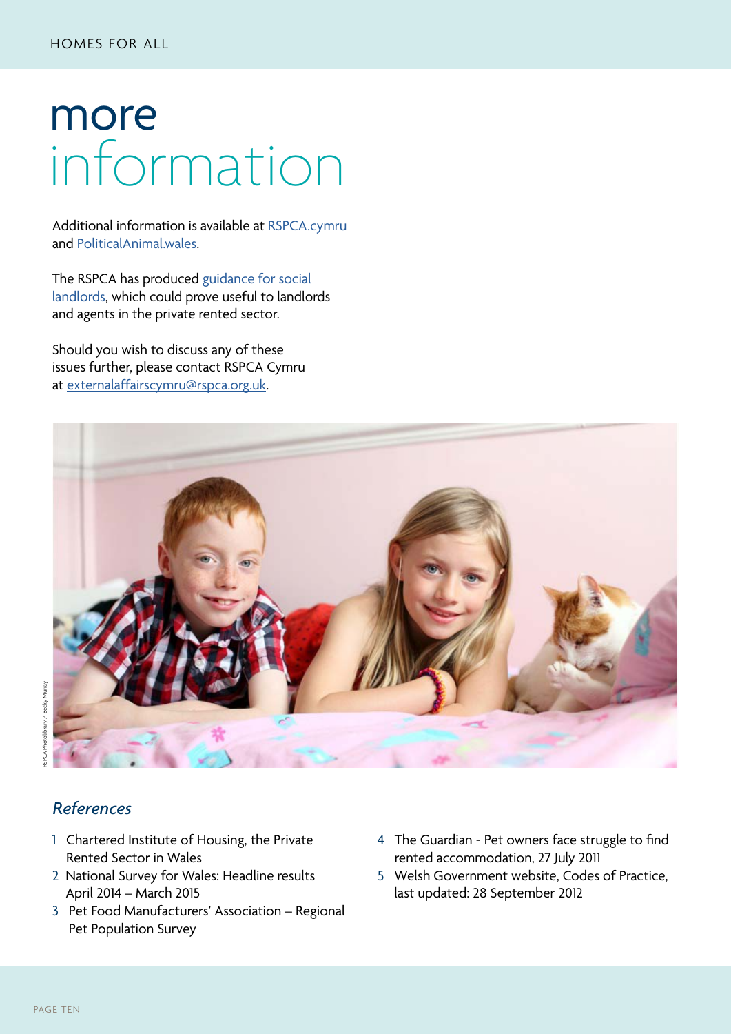# more information

Additional information is available at RSPCA.cymru and PoliticalAnimal.wales.

The RSPCA has produced guidance for social landlords, which could prove useful to landlords and agents in the private rented sector.

Should you wish to discuss any of these issues further, please contact RSPCA Cymru at externalaffairscymru@rspca.org.uk.

RSPCA Photolibrary / Becky Murray

## *References*

1. Chartered Institute of Housing, the Private Rented Sector in Wales
2. National Survey for Wales: Headline results April 2014 – March 2015
3. Pet Food Manufacturers' Association – Regional Pet Population Survey
4. The Guardian - Pet owners face struggle to find rented accommodation, 27 July 2011
5. Welsh Government website, Codes of Practice, last updated: 28 September 2012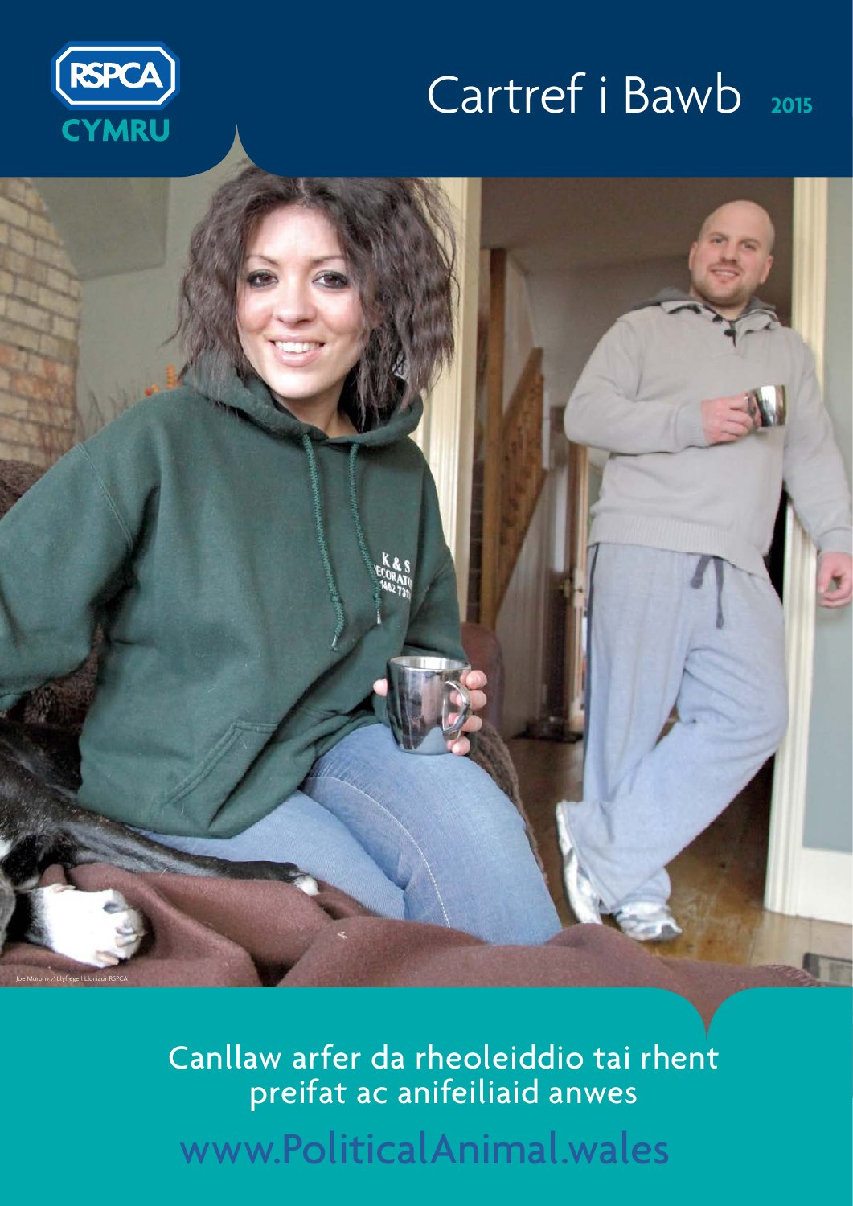RSPCA CYMRU

# Cartref i Bawb 2015

Joe Murphy / Llyfrgell Lluniau'r RSPCA

## Canllaw arfer da rheoleiddio tai rhent preifat ac anifeiliaid anwes

www.PoliticalAnimal.wales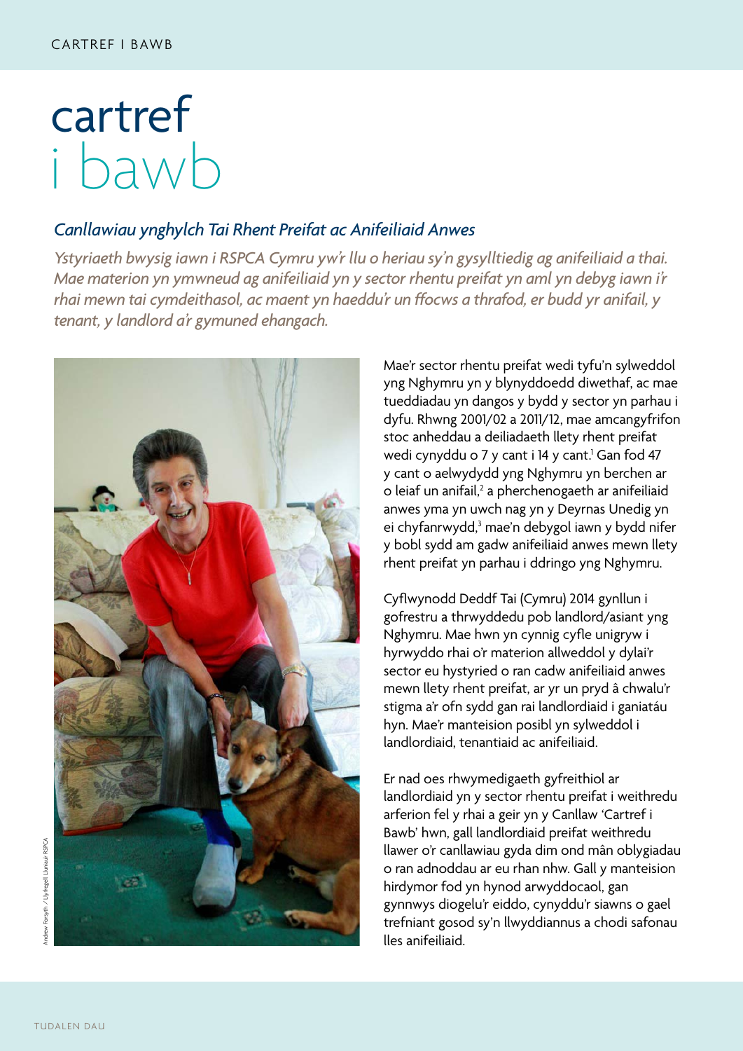# cartref i bawb

## *Canllawiau ynghylch Tai Rhent Preifat ac Anifeiliaid Anwes*

*Ystyriaeth bwysig iawn i RSPCA Cymru yw'r llu o heriau sy'n gysylltiedig ag anifeiliaid a thai. Mae materion yn ymwneud ag anifeiliaid yn y sector rhentu preifat yn aml yn debyg iawn i'r rhai mewn tai cymdeithasol, ac maent yn haeddu'r un ffocws a thrafod, er budd yr anifail, y tenant, y landlord a'r gymuned ehangach.*

Andrew Forsyth / Llyfrgell Lluniau'r RSPCA

Mae'r sector rhentu preifat wedi tyfu'n sylweddol yng Nghymru yn y blynyddoedd diwethaf, ac mae tueddiadau yn dangos y bydd y sector yn parhau i dyfu. Rhwng 2001/02 a 2011/12, mae amcangyfrifon stoc anheddau a deiliadaeth llety rhent preifat wedi cynyddu o 7 y cant i 14 y cant.[1] Gan fod 47 y cant o aelwydydd yng Nghymru yn berchen ar o leiaf un anifail,[2] a pherchenogaeth ar anifeiliaid anwes yma yn uwch nag yn y Deyrnas Unedig yn ei chyfanrwydd,[3] mae'n debygol iawn y bydd nifer y bobl sydd am gadw anifeiliaid anwes mewn llety rhent preifat yn parhau i ddringo yng Nghymru.

Cyflwynodd Deddf Tai (Cymru) 2014 gynllun i gofrestru a thrwyddedu pob landlord/asiant yng Nghymru. Mae hwn yn cynnig cyfle unigryw i hyrwyddo rhai o'r materion allweddol y dylai'r sector eu hystyried o ran cadw anifeiliaid anwes mewn llety rhent preifat, ar yr un pryd â chwalu'r stigma a'r ofn sydd gan rai landlordiaid i ganiatáu hyn. Mae'r manteision posibl yn sylweddol i landlordiaid, tenantiaid ac anifeiliaid.

Er nad oes rhwymedigaeth gyfreithiol ar landlordiaid yn y sector rhentu preifat i weithredu arferion fel y rhai a geir yn y Canllaw 'Cartref i Bawb' hwn, gall landlordiaid preifat weithredu llawer o'r canllawiau gyda dim ond mân oblygiadau o ran adnoddau ar eu rhan nhw. Gall y manteision hirdymor fod yn hynod arwyddocaol, gan gynnwys diogelu'r eiddo, cynyddu'r siawns o gael trefniant gosod sy'n llwyddiannus a chodi safonau lles anifeiliaid.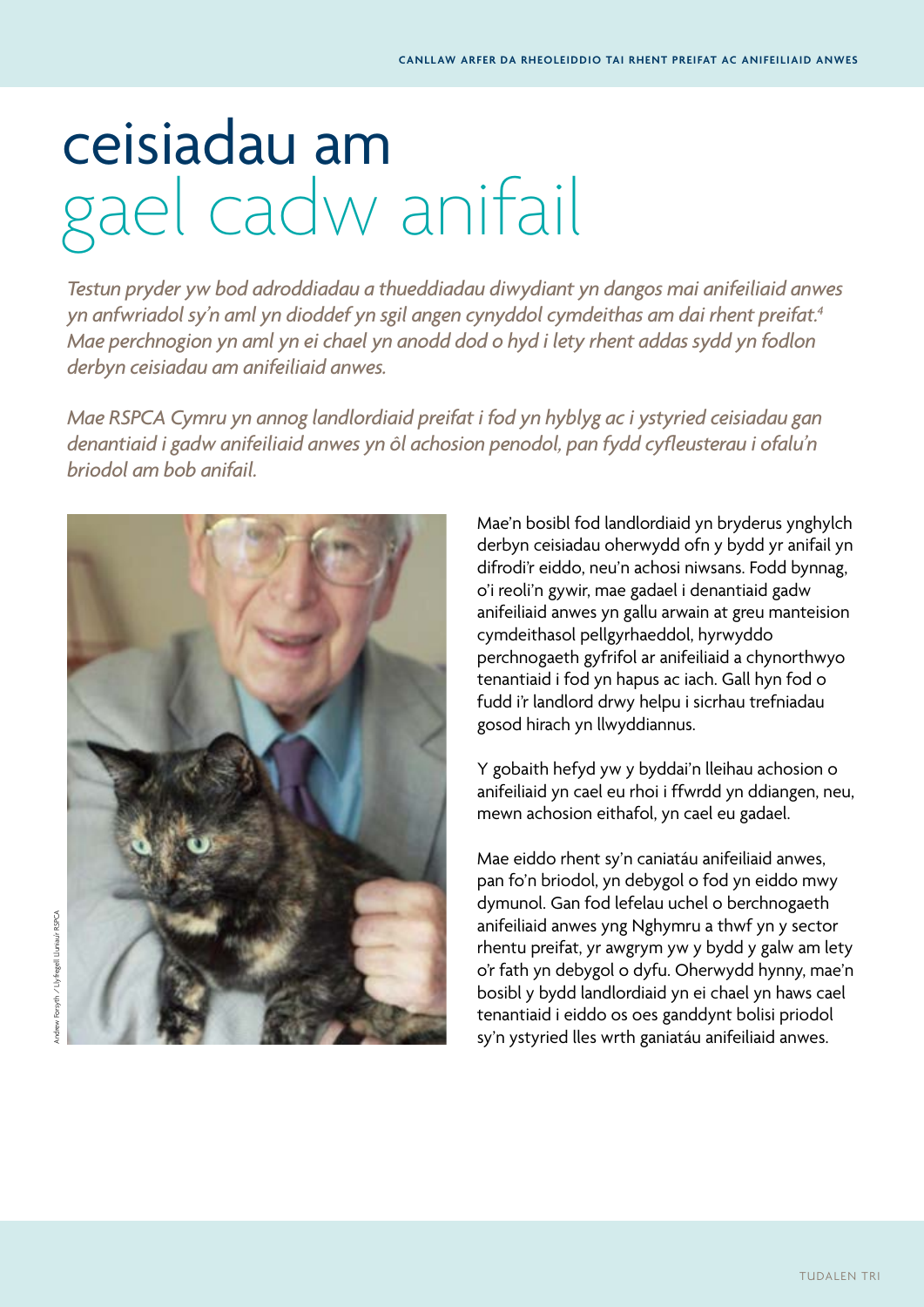# ceisiadau am gael cadw anifail

*Testun pryder yw bod adroddiadau a thueddiadau diwydiant yn dangos mai anifeiliaid anwes yn anfwriadol sy'n aml yn dioddef yn sgil angen cynyddol cymdeithas am dai rhent preifat.[4] Mae perchnogion yn aml yn ei chael yn anodd dod o hyd i lety rhent addas sydd yn fodlon derbyn ceisiadau am anifeiliaid anwes.*

*Mae RSPCA Cymru yn annog landlordiaid preifat i fod yn hyblyg ac i ystyried ceisiadau gan denantiaid i gadw anifeiliaid anwes yn ôl achosion penodol, pan fydd cyfleusterau i ofalu'n briodol am bob anifail.*

Andrew Forsyth / Llyfrgell Lluniau'r RSPCA

Mae'n bosibl fod landlordiaid yn bryderus ynghylch derbyn ceisiadau oherwydd ofn y bydd yr anifail yn difrodi'r eiddo, neu'n achosi niwsans. Fodd bynnag, o'i reoli'n gywir, mae gadael i denantiaid gadw anifeiliaid anwes yn gallu arwain at greu manteision cymdeithasol pellgyrhaeddol, hyrwyddo perchnogaeth gyfrifol ar anifeiliaid a chynorthwyo tenantiaid i fod yn hapus ac iach. Gall hyn fod o fudd i'r landlord drwy helpu i sicrhau trefniadau gosod hirach yn llwyddiannus.

Y gobaith hefyd yw y byddai'n lleihau achosion o anifeiliaid yn cael eu rhoi i ffwrdd yn ddiangen, neu, mewn achosion eithafol, yn cael eu gadael.

Mae eiddo rhent sy'n caniatáu anifeiliaid anwes, pan fo'n briodol, yn debygol o fod yn eiddo mwy dymunol. Gan fod lefelau uchel o berchnogaeth anifeiliaid anwes yng Nghymru a thwf yn y sector rhentu preifat, yr awgrym yw y bydd y galw am lety o'r fath yn debygol o dyfu. Oherwydd hynny, mae'n bosibl y bydd landlordiaid yn ei chael yn haws cael tenantiaid i eiddo os oes ganddynt bolisi priodol sy'n ystyried lles wrth ganiatáu anifeiliaid anwes.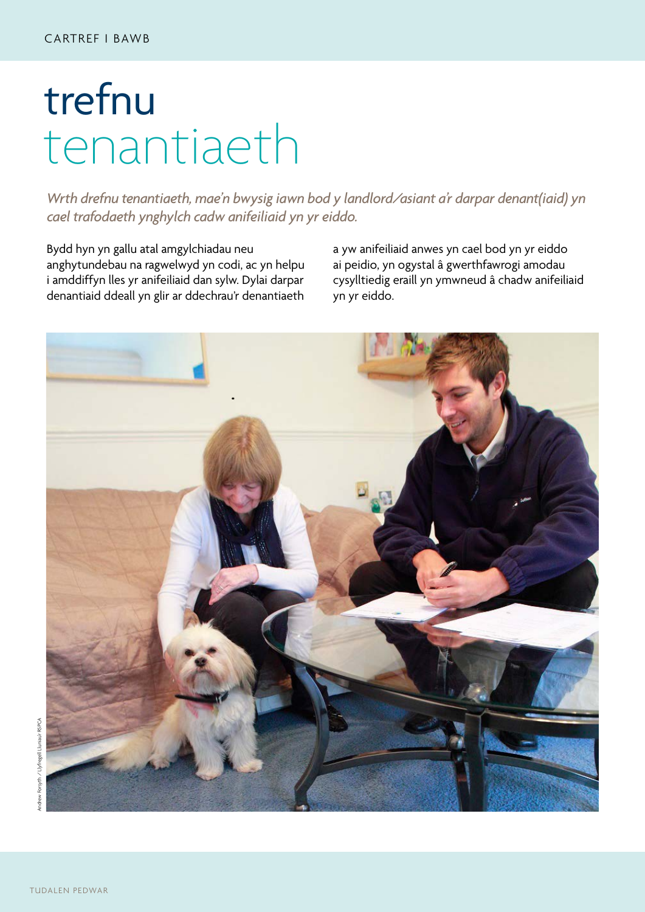# trefnu tenantiaeth

*Wrth drefnu tenantiaeth, mae'n bwysig iawn bod y landlord/asiant a'r darpar denant(iaid) yn cael trafodaeth ynghylch cadw anifeiliaid yn yr eiddo.*

Bydd hyn yn gallu atal amgylchiadau neu anghytundebau na ragwelwyd yn codi, ac yn helpu i amddiffyn lles yr anifeiliaid dan sylw. Dylai darpar denantiaid ddeall yn glir ar ddechrau'r denantiaeth a yw anifeiliaid anwes yn cael bod yn yr eiddo ai peidio, yn ogystal â gwerthfawrogi amodau cysylltiedig eraill yn ymwneud â chadw anifeiliaid yn yr eiddo.

Andrew Forsyth / Llyfrgell Luniau'r RSPCA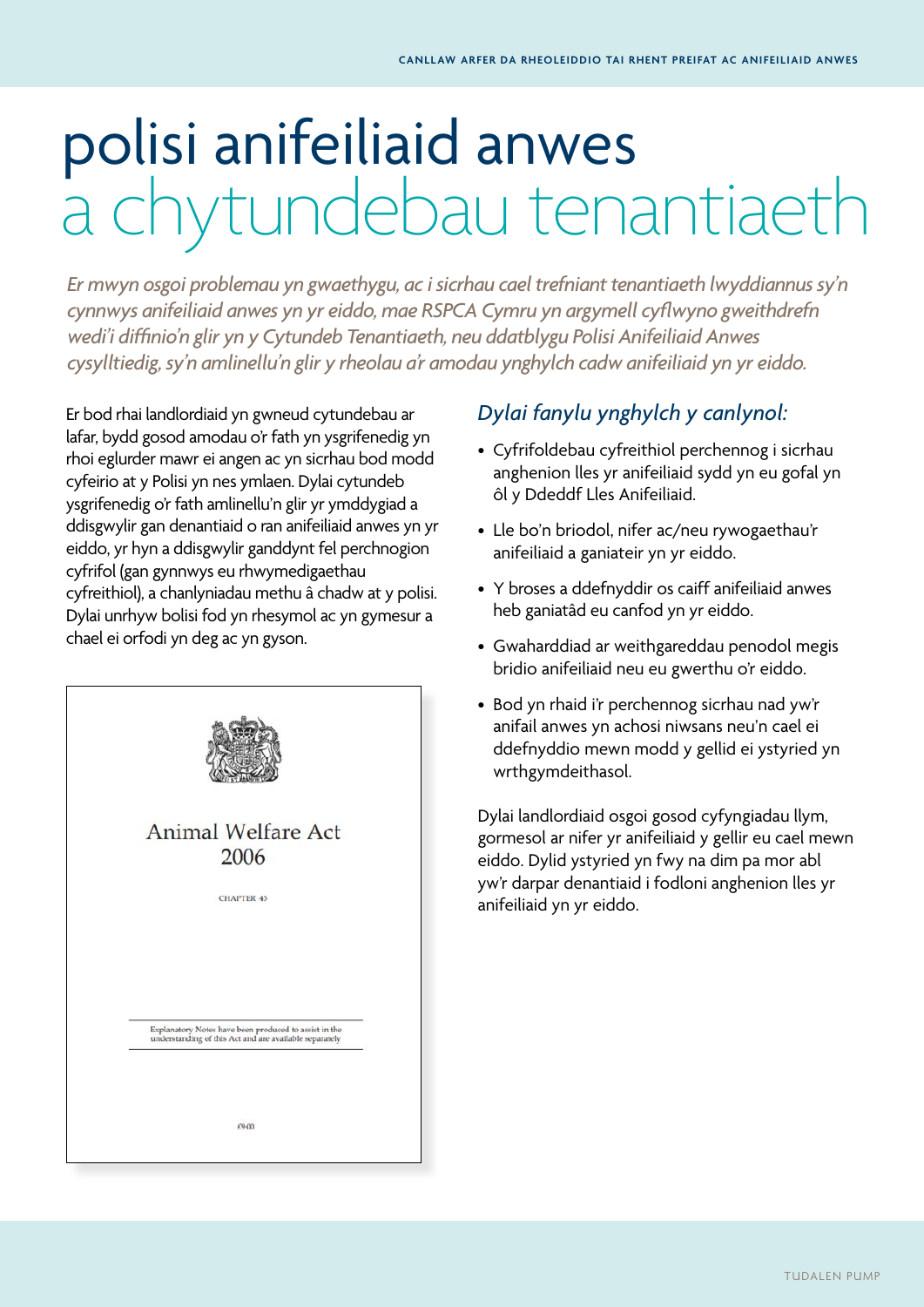# polisi anifeiliaid anwes a chytundebau tenantiaeth

*Er mwyn osgoi problemau yn gwaethygu, ac i sicrhau cael trefniant tenantiaeth lwyddiannus sy'n cynnwys anifeiliaid anwes yn yr eiddo, mae RSPCA Cymru yn argymell cyflwyno gweithdrefn wedi'i diffinio'n glir yn y Cytundeb Tenantiaeth, neu ddatblygu Polisi Anifeiliaid Anwes cysylltiedig, sy'n amlinellu'n glir y rheolau a'r amodau ynghylch cadw anifeiliaid yn yr eiddo.*

Er bod rhai landlordiaid yn gwneud cytundebau ar lafar, bydd gosod amodau o'r fath yn ysgrifenedig yn rhoi eglurder mawr ei angen ac yn sicrhau bod modd cyfeirio at y Polisi yn nes ymlaen. Dylai cytundeb ysgrifenedig o'r fath amlinellu'n glir yr ymddygiad a ddisgwylir gan denantiaid o ran anifeiliaid anwes yn yr eiddo, yr hyn a ddisgwylir ganddynt fel perchnogion cyfrifol (gan gynnwys eu rhwymedigaethau cyfreithiol), a chanlyniadau methu â chadw at y polisi. Dylai unrhyw bolisi fod yn rhesymol ac yn gymesur a chael ei orfodi yn deg ac yn gyson.

Animal Welfare Act 2006

CHAPTER 45

Explanatory Notes have been produced to assist in the understanding of this Act and are available separately

£9·00

## *Dylai fanylu ynghylch y canlynol:*

- Cyfrifoldebau cyfreithiol perchennog i sicrhau anghenion lles yr anifeiliaid sydd yn eu gofal yn ôl y Ddeddf Lles Anifeiliaid.
- Lle bo'n briodol, nifer ac/neu rywogaethau'r anifeiliaid a ganiateir yn yr eiddo.
- Y broses a ddefnyddir os caiff anifeiliaid anwes heb ganiatâd eu canfod yn yr eiddo.
- Gwaharddiad ar weithgareddau penodol megis bridio anifeiliaid neu eu gwerthu o'r eiddo.
- Bod yn rhaid i'r perchennog sicrhau nad yw'r anifail anwes yn achosi niwsans neu'n cael ei ddefnyddio mewn modd y gellid ei ystyried yn wrthgymdeithasol.

Dylai landlordiaid osgoi gosod cyfyngiadau llym, gormesol ar nifer yr anifeiliaid y gellir eu cael mewn eiddo. Dylid ystyried yn fwy na dim pa mor abl yw'r darpar denantiaid i fodloni anghenion lles yr anifeiliaid yn yr eiddo.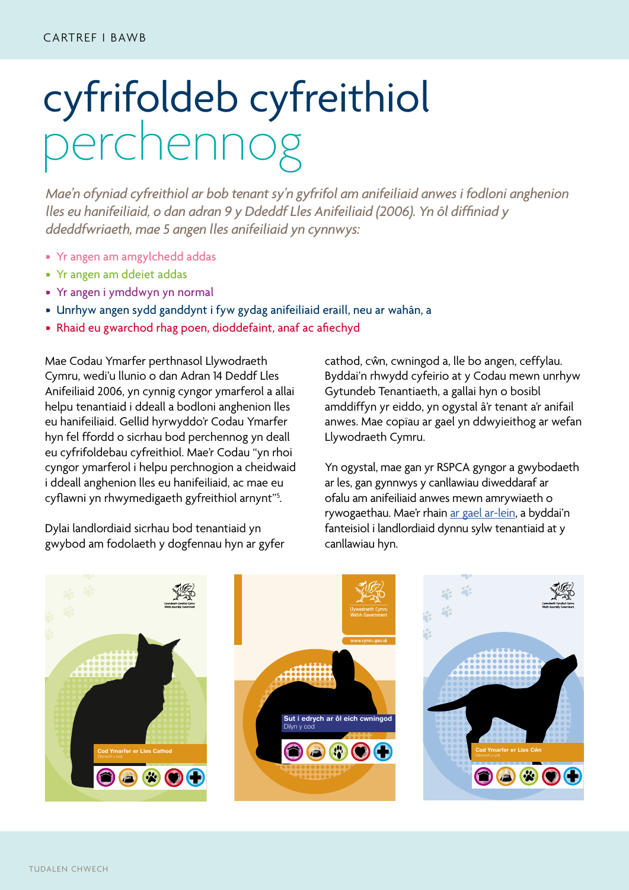# cyfrifoldeb cyfreithiol perchennog

*Mae'n ofyniad cyfreithiol ar bob tenant sy'n gyfrifol am anifeiliaid anwes i fodloni anghenion lles eu hanifeiliaid, o dan adran 9 y Ddeddf Lles Anifeiliaid (2006). Yn ôl diffiniad y ddeddfwriaeth, mae 5 angen lles anifeiliaid yn cynnwys:*

- Yr angen am amgylchedd addas
- Yr angen am ddeiet addas
- Yr angen i ymddwyn yn normal
- Unrhyw angen sydd ganddynt i fyw gydag anifeiliaid eraill, neu ar wahân, a
- Rhaid eu gwarchod rhag poen, dioddefaint, anaf ac afiechyd

Mae Codau Ymarfer perthnasol Llywodraeth Cymru, wedi'u llunio o dan Adran 14 Deddf Lles Anifeiliaid 2006, yn cynnig cyngor ymarferol a allai helpu tenantiaid i ddeall a bodloni anghenion lles eu hanifeiliaid. Gellid hyrwyddo'r Codau Ymarfer hyn fel ffordd o sicrhau bod perchennog yn deall eu cyfrifoldebau cyfreithiol. Mae'r Codau "yn rhoi cyngor ymarferol i helpu perchnogion a cheidwaid i ddeall anghenion lles eu hanifeiliaid, ac mae eu cyflawni yn rhwymedigaeth gyfreithiol arnynt"[5].

Dylai landlordiaid sicrhau bod tenantiaid yn gwybod am fodolaeth y dogfennau hyn ar gyfer cathod, cŵn, cwningod a, lle bo angen, ceffylau. Byddai'n rhwydd cyfeirio at y Codau mewn unrhyw Gytundeb Tenantiaeth, a gallai hyn o bosibl amddiffyn yr eiddo, yn ogystal â'r tenant a'r anifail anwes. Mae copïau ar gael yn ddwyieithog ar wefan Llywodraeth Cymru.

Yn ogystal, mae gan yr RSPCA gyngor a gwybodaeth ar les, gan gynnwys y canllawiau diweddaraf ar ofalu am anifeiliaid anwes mewn amrywiaeth o rywogaethau. Mae'r rhain ar gael ar-lein, a byddai'n fanteisiol i landlordiaid dynnu sylw tenantiaid at y canllawiau hyn.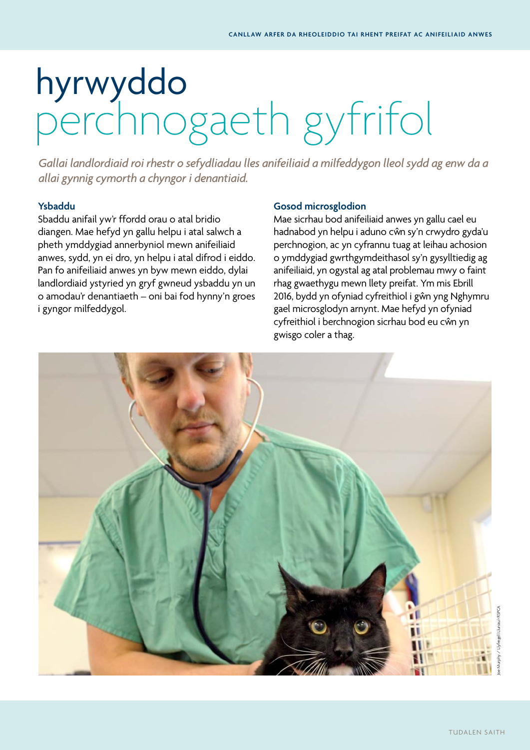# hyrwyddo perchnogaeth gyfrifol

*Gallai landlordiaid roi rhestr o sefydliadau lles anifeiliaid a milfeddygon lleol sydd ag enw da a allai gynnig cymorth a chyngor i denantiaid.*

### Ysbaddu

Sbaddu anifail yw'r ffordd orau o atal bridio diangen. Mae hefyd yn gallu helpu i atal salwch a pheth ymddygiad annerbyniol mewn anifeiliaid anwes, sydd, yn ei dro, yn helpu i atal difrod i eiddo. Pan fo anifeiliaid anwes yn byw mewn eiddo, dylai landlordiaid ystyried yn gryf gwneud ysbaddu yn un o amodau'r denantiaeth – oni bai fod hynny'n groes i gyngor milfeddygol.

### Gosod microsglodion

Mae sicrhau bod anifeiliaid anwes yn gallu cael eu hadnabod yn helpu i aduno cŵn sy'n crwydro gyda'u perchnogion, ac yn cyfrannu tuag at leihau achosion o ymddygiad gwrthgymdeithasol sy'n gysylltiedig ag anifeiliaid, yn ogystal ag atal problemau mwy o faint rhag gwaethygu mewn llety preifat. Ym mis Ebrill 2016, bydd yn ofyniad cyfreithiol i gŵn yng Nghymru gael microsglodyn arnynt. Mae hefyd yn ofyniad cyfreithiol i berchnogion sicrhau bod eu cŵn yn gwisgo coler a thag.

Joe Murphy / Llyfrgell Lluniau'r RSPCA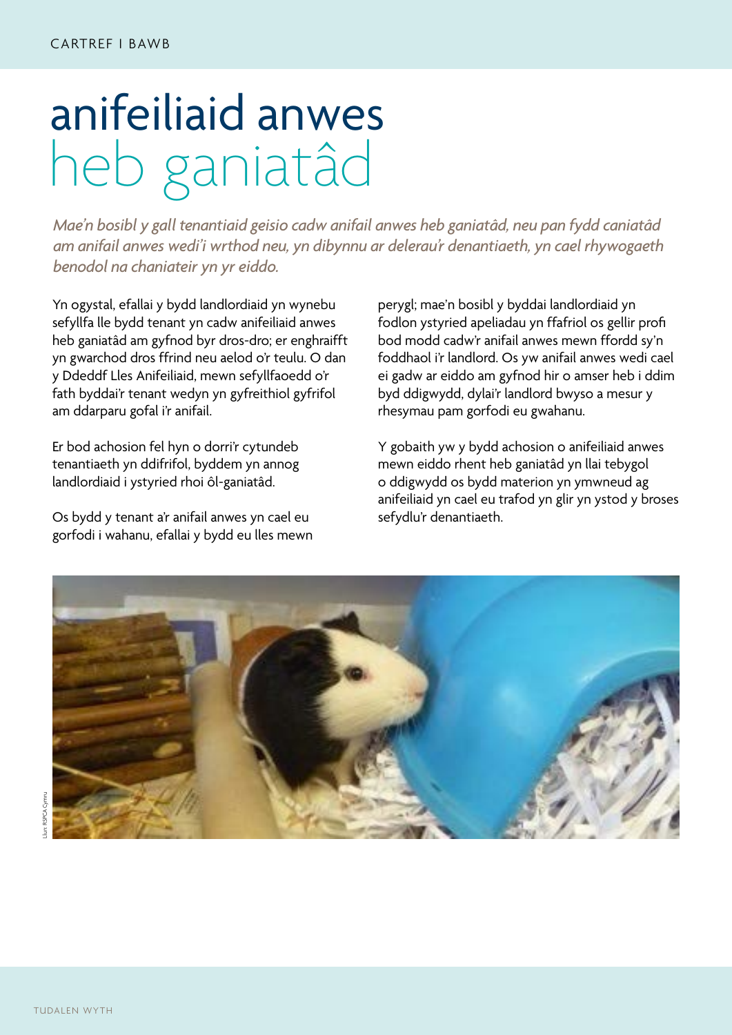# anifeiliaid anwes heb ganiatâd

*Mae'n bosibl y gall tenantiaid geisio cadw anifail anwes heb ganiatâd, neu pan fydd caniatâd am anifail anwes wedi'i wrthod neu, yn dibynnu ar delerau'r denantiaeth, yn cael rhywogaeth benodol na chaniateir yn yr eiddo.*

Yn ogystal, efallai y bydd landlordiaid yn wynebu sefyllfa lle bydd tenant yn cadw anifeiliaid anwes heb ganiatâd am gyfnod byr dros-dro; er enghraifft yn gwarchod dros ffrind neu aelod o'r teulu. O dan y Ddeddf Lles Anifeiliaid, mewn sefyllfaoedd o'r fath byddai'r tenant wedyn yn gyfreithiol gyfrifol am ddarparu gofal i'r anifail.

Er bod achosion fel hyn o dorri'r cytundeb tenantiaeth yn ddifrifol, byddem yn annog landlordiaid i ystyried rhoi ôl-ganiatâd.

Os bydd y tenant a'r anifail anwes yn cael eu gorfodi i wahanu, efallai y bydd eu lles mewn perygl; mae'n bosibl y byddai landlordiaid yn fodlon ystyried apeliadau yn ffafriol os gellir profi bod modd cadw'r anifail anwes mewn ffordd sy'n foddhaol i'r landlord. Os yw anifail anwes wedi cael ei gadw ar eiddo am gyfnod hir o amser heb i ddim byd ddigwydd, dylai'r landlord bwyso a mesur y rhesymau pam gorfodi eu gwahanu.

Y gobaith yw y bydd achosion o anifeiliaid anwes mewn eiddo rhent heb ganiatâd yn llai tebygol o ddigwydd os bydd materion yn ymwneud ag anifeiliaid yn cael eu trafod yn glir yn ystod y broses sefydlu'r denantiaeth.

Llun: RSPCA Cymru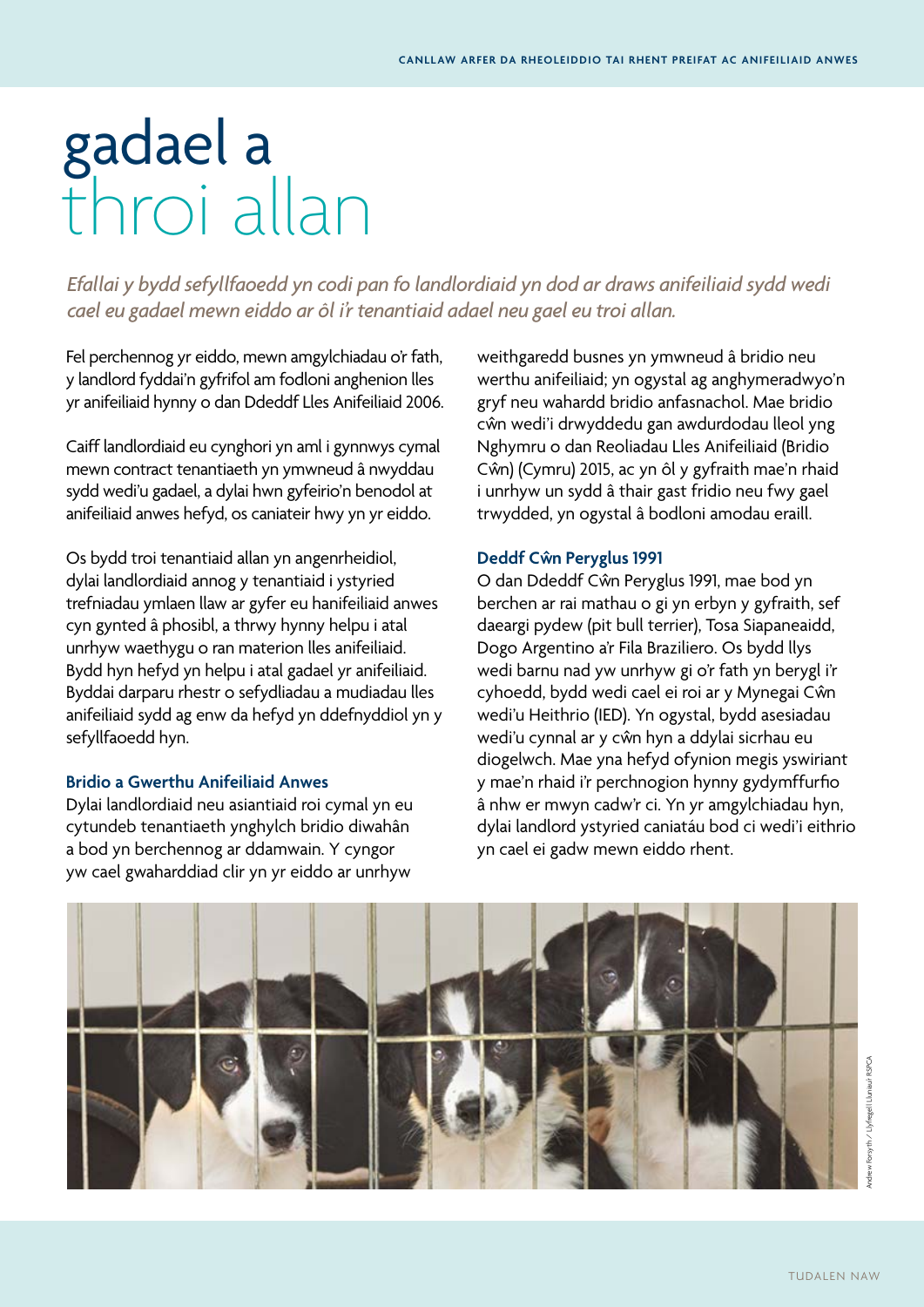# gadael a throi allan

*Efallai y bydd sefyllfaoedd yn codi pan fo landlordiaid yn dod ar draws anifeiliaid sydd wedi cael eu gadael mewn eiddo ar ôl i'r tenantiaid adael neu gael eu troi allan.*

Fel perchennog yr eiddo, mewn amgylchiadau o'r fath, y landlord fyddai'n gyfrifol am fodloni anghenion lles yr anifeiliaid hynny o dan Ddeddf Lles Anifeiliaid 2006.

Caiff landlordiaid eu cynghori yn aml i gynnwys cymal mewn contract tenantiaeth yn ymwneud â nwyddau sydd wedi'u gadael, a dylai hwn gyfeirio'n benodol at anifeiliaid anwes hefyd, os caniateir hwy yn yr eiddo.

Os bydd troi tenantiaid allan yn angenrheidiol, dylai landlordiaid annog y tenantiaid i ystyried trefniadau ymlaen llaw ar gyfer eu hanifeiliaid anwes cyn gynted â phosibl, a thrwy hynny helpu i atal unrhyw waethygu o ran materion lles anifeiliaid. Bydd hyn hefyd yn helpu i atal gadael yr anifeiliaid. Byddai darparu rhestr o sefydliadau a mudiadau lles anifeiliaid sydd ag enw da hefyd yn ddefnyddiol yn y sefyllfaoedd hyn.

### Bridio a Gwerthu Anifeiliaid Anwes

Dylai landlordiaid neu asiantiaid roi cymal yn eu cytundeb tenantiaeth ynghylch bridio diwahân a bod yn berchennog ar ddamwain. Y cyngor yw cael gwaharddiad clir yn yr eiddo ar unrhyw weithgaredd busnes yn ymwneud â bridio neu werthu anifeiliaid; yn ogystal ag anghymeradwyo'n gryf neu wahardd bridio anfasnachol. Mae bridio cŵn wedi'i drwyddedu gan awdurdodau lleol yng Nghymru o dan Reoliadau Lles Anifeiliaid (Bridio Cŵn) (Cymru) 2015, ac yn ôl y gyfraith mae'n rhaid i unrhyw un sydd â thair gast fridio neu fwy gael trwydded, yn ogystal â bodloni amodau eraill.

### Deddf Cŵn Peryglus 1991

O dan Ddeddf Cŵn Peryglus 1991, mae bod yn berchen ar rai mathau o gi yn erbyn y gyfraith, sef daeargi pydew (pit bull terrier), Tosa Siapaneaidd, Dogo Argentino a'r Fila Braziliero. Os bydd llys wedi barnu nad yw unrhyw gi o'r fath yn berygl i'r cyhoedd, bydd wedi cael ei roi ar y Mynegai Cŵn wedi'u Heithrio (IED). Yn ogystal, bydd asesiadau wedi'u cynnal ar y cŵn hyn a ddylai sicrhau eu diogelwch. Mae yna hefyd ofynion megis yswiriant y mae'n rhaid i'r perchnogion hynny gydymffurfio â nhw er mwyn cadw'r ci. Yn yr amgylchiadau hyn, dylai landlord ystyried caniatáu bod ci wedi'i eithrio yn cael ei gadw mewn eiddo rhent.

Andrew Forsyth / Llyfrgell Luniau'r RSPCA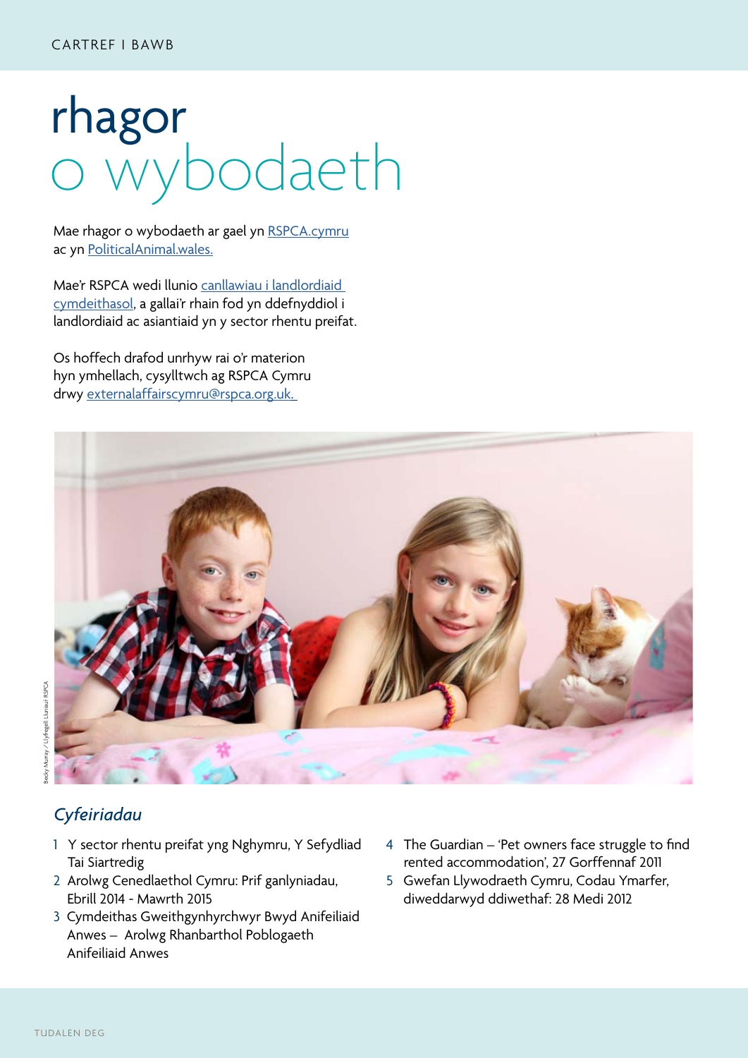# rhagor o wybodaeth

Mae rhagor o wybodaeth ar gael yn RSPCA.cymru ac yn PoliticalAnimal.wales.

Mae'r RSPCA wedi llunio canllawiau i landlordiaid cymdeithasol, a gallai'r rhain fod yn ddefnyddiol i landlordiaid ac asiantiaid yn y sector rhentu preifat.

Os hoffech drafod unrhyw rai o'r materion hyn ymhellach, cysylltwch ag RSPCA Cymru drwy externalaffairscymru@rspca.org.uk.

Becky Murray / Llyfrgell Lluniau'r RSPCA

## *Cyfeiriadau*

1. Y sector rhentu preifat yng Nghymru, Y Sefydliad Tai Siartredig
2. Arolwg Cenedlaethol Cymru: Prif ganlyniadau, Ebrill 2014 - Mawrth 2015
3. Cymdeithas Gweithgynhyrchwyr Bwyd Anifeiliaid Anwes – Arolwg Rhanbarthol Poblogaeth Anifeiliaid Anwes
4. The Guardian – 'Pet owners face struggle to find rented accommodation', 27 Gorffennaf 2011
5. Gwefan Llywodraeth Cymru, Codau Ymarfer, diweddarwyd ddiwethaf: 28 Medi 2012